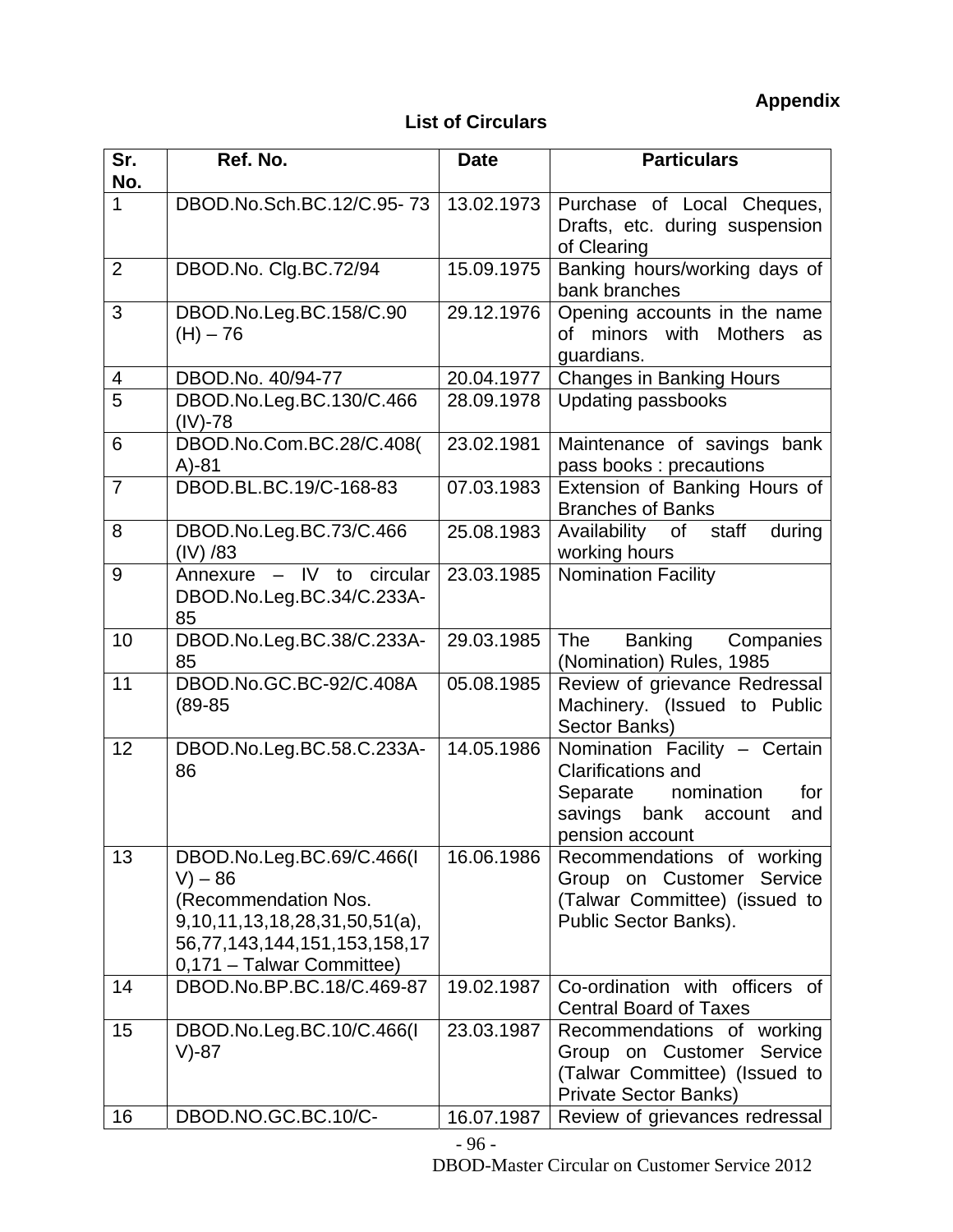**Appendix**

## List of Circulars

| Sr. No. | Ref. No. | Date | Particulars |
|---|---|---|---|
| 1 | DBOD.No.Sch.BC.12/C.95- 73 | 13.02.1973 | Purchase of Local Cheques, Drafts, etc. during suspension of Clearing |
| 2 | DBOD.No. Clg.BC.72/94 | 15.09.1975 | Banking hours/working days of bank branches |
| 3 | DBOD.No.Leg.BC.158/C.90 (H) – 76 | 29.12.1976 | Opening accounts in the name of minors with Mothers as guardians. |
| 4 | DBOD.No. 40/94-77 | 20.04.1977 | Changes in Banking Hours |
| 5 | DBOD.No.Leg.BC.130/C.466 (IV)-78 | 28.09.1978 | Updating passbooks |
| 6 | DBOD.No.Com.BC.28/C.408(A)-81 | 23.02.1981 | Maintenance of savings bank pass books : precautions |
| 7 | DBOD.BL.BC.19/C-168-83 | 07.03.1983 | Extension of Banking Hours of Branches of Banks |
| 8 | DBOD.No.Leg.BC.73/C.466 (IV) /83 | 25.08.1983 | Availability of staff during working hours |
| 9 | Annexure – IV to circular DBOD.No.Leg.BC.34/C.233A-85 | 23.03.1985 | Nomination Facility |
| 10 | DBOD.No.Leg.BC.38/C.233A-85 | 29.03.1985 | The Banking Companies (Nomination) Rules, 1985 |
| 11 | DBOD.No.GC.BC-92/C.408A (89-85 | 05.08.1985 | Review of grievance Redressal Machinery. (Issued to Public Sector Banks) |
| 12 | DBOD.No.Leg.BC.58.C.233A-86 | 14.05.1986 | Nomination Facility – Certain Clarifications and Separate nomination for savings bank account and pension account |
| 13 | DBOD.No.Leg.BC.69/C.466(IV) – 86 (Recommendation Nos. 9,10,11,13,18,28,31,50,51(a), 56,77,143,144,151,153,158,170,171 – Talwar Committee) | 16.06.1986 | Recommendations of working Group on Customer Service (Talwar Committee) (issued to Public Sector Banks). |
| 14 | DBOD.No.BP.BC.18/C.469-87 | 19.02.1987 | Co-ordination with officers of Central Board of Taxes |
| 15 | DBOD.No.Leg.BC.10/C.466(IV)-87 | 23.03.1987 | Recommendations of working Group on Customer Service (Talwar Committee) (Issued to Private Sector Banks) |
| 16 | DBOD.NO.GC.BC.10/C- | 16.07.1987 | Review of grievances redressal |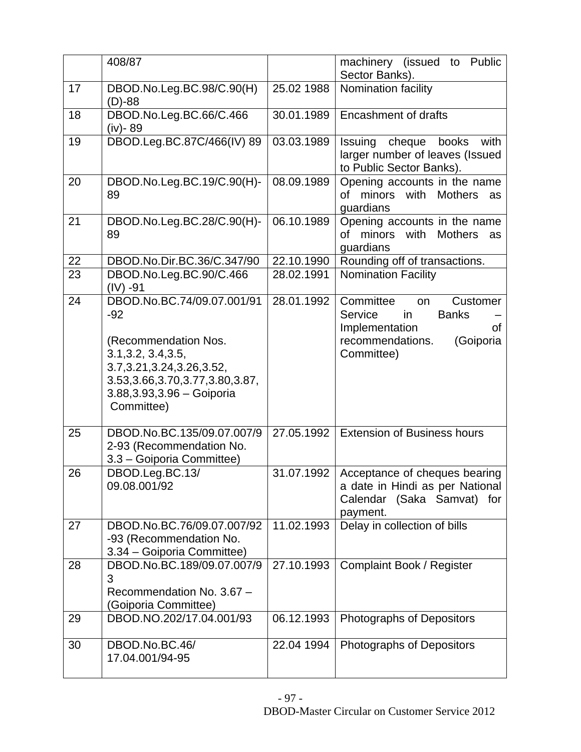|  |  |  |  |
|---|---|---|---|
|  | 408/87 |  | machinery (issued to Public Sector Banks). |
| 17 | DBOD.No.Leg.BC.98/C.90(H)(D)-88 | 25.02 1988 | Nomination facility |
| 18 | DBOD.No.Leg.BC.66/C.466 (iv)- 89 | 30.01.1989 | Encashment of drafts |
| 19 | DBOD.Leg.BC.87C/466(IV) 89 | 03.03.1989 | Issuing cheque books with larger number of leaves (Issued to Public Sector Banks). |
| 20 | DBOD.No.Leg.BC.19/C.90(H)-89 | 08.09.1989 | Opening accounts in the name of minors with Mothers as guardians |
| 21 | DBOD.No.Leg.BC.28/C.90(H)-89 | 06.10.1989 | Opening accounts in the name of minors with Mothers as guardians |
| 22 | DBOD.No.Dir.BC.36/C.347/90 | 22.10.1990 | Rounding off of transactions. |
| 23 | DBOD.No.Leg.BC.90/C.466 (IV) -91 | 28.02.1991 | Nomination Facility |
| 24 | DBOD.No.BC.74/09.07.001/91-92<br><br>(Recommendation Nos. 3.1,3.2, 3.4,3.5, 3.7,3.21,3.24,3.26,3.52, 3.53,3.66,3.70,3.77,3.80,3.87, 3.88,3.93,3.96 – Goiporia Committee) | 28.01.1992 | Committee on Customer Service in Banks – Implementation of recommendations. (Goiporia Committee) |
| 25 | DBOD.No.BC.135/09.07.007/92-93 (Recommendation No. 3.3 – Goiporia Committee) | 27.05.1992 | Extension of Business hours |
| 26 | DBOD.Leg.BC.13/ 09.08.001/92 | 31.07.1992 | Acceptance of cheques bearing a date in Hindi as per National Calendar (Saka Samvat) for payment. |
| 27 | DBOD.No.BC.76/09.07.007/92-93 (Recommendation No. 3.34 – Goiporia Committee) | 11.02.1993 | Delay in collection of bills |
| 28 | DBOD.No.BC.189/09.07.007/93<br>Recommendation No. 3.67 – (Goiporia Committee) | 27.10.1993 | Complaint Book / Register |
| 29 | DBOD.NO.202/17.04.001/93 | 06.12.1993 | Photographs of Depositors |
| 30 | DBOD.No.BC.46/ 17.04.001/94-95 | 22.04 1994 | Photographs of Depositors |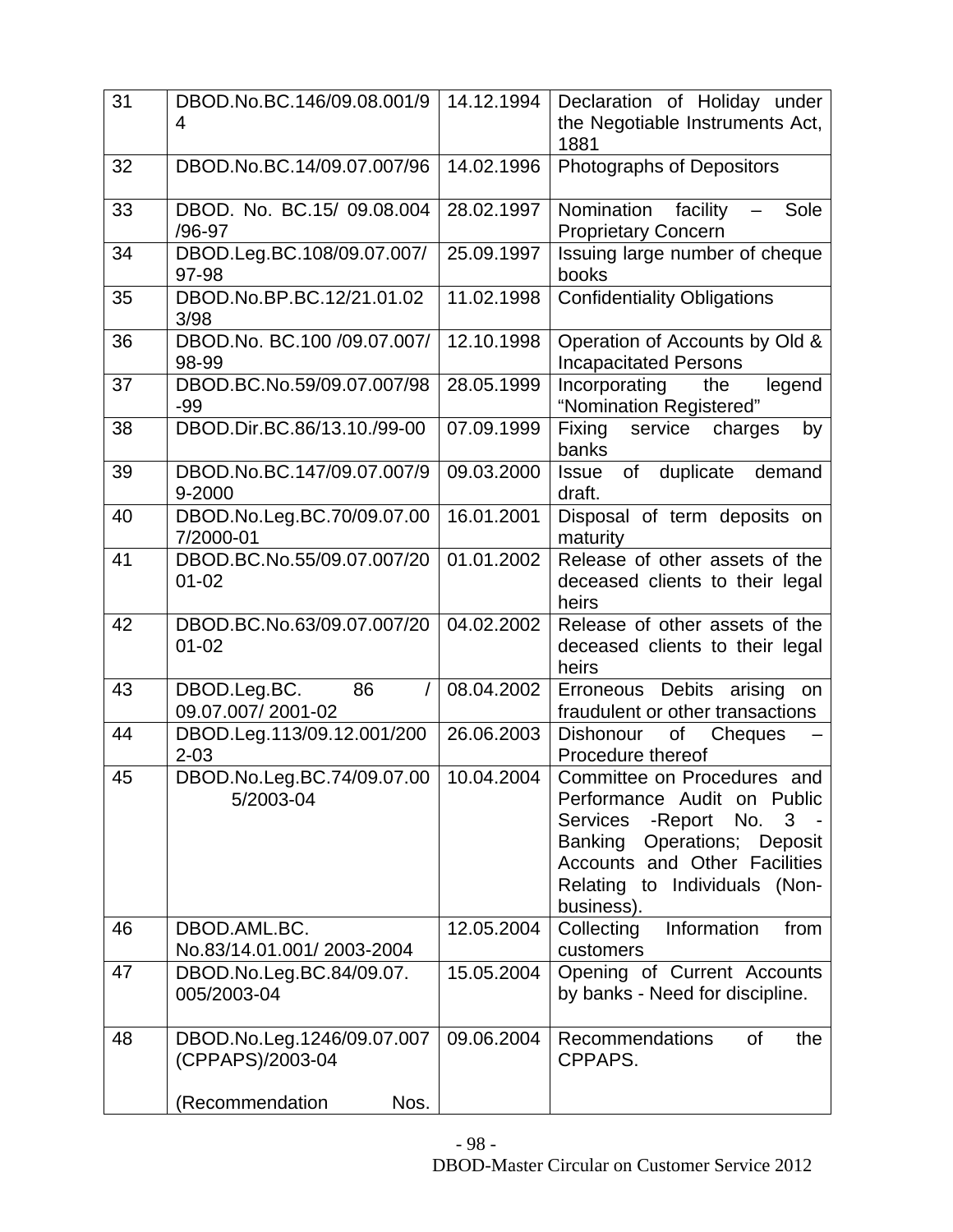| 31 | DBOD.No.BC.146/09.08.001/94 | 14.12.1994 | Declaration of Holiday under the Negotiable Instruments Act, 1881 |
|---|---|---|---|
| 32 | DBOD.No.BC.14/09.07.007/96 | 14.02.1996 | Photographs of Depositors |
| 33 | DBOD. No. BC.15/ 09.08.004 /96-97 | 28.02.1997 | Nomination facility – Sole Proprietary Concern |
| 34 | DBOD.Leg.BC.108/09.07.007/97-98 | 25.09.1997 | Issuing large number of cheque books |
| 35 | DBOD.No.BP.BC.12/21.01.023/98 | 11.02.1998 | Confidentiality Obligations |
| 36 | DBOD.No. BC.100 /09.07.007/98-99 | 12.10.1998 | Operation of Accounts by Old & Incapacitated Persons |
| 37 | DBOD.BC.No.59/09.07.007/98-99 | 28.05.1999 | Incorporating the legend “Nomination Registered” |
| 38 | DBOD.Dir.BC.86/13.10./99-00 | 07.09.1999 | Fixing service charges by banks |
| 39 | DBOD.No.BC.147/09.07.007/99-2000 | 09.03.2000 | Issue of duplicate demand draft. |
| 40 | DBOD.No.Leg.BC.70/09.07.007/2000-01 | 16.01.2001 | Disposal of term deposits on maturity |
| 41 | DBOD.BC.No.55/09.07.007/2001-02 | 01.01.2002 | Release of other assets of the deceased clients to their legal heirs |
| 42 | DBOD.BC.No.63/09.07.007/2001-02 | 04.02.2002 | Release of other assets of the deceased clients to their legal heirs |
| 43 | DBOD.Leg.BC. 86 / 09.07.007/ 2001-02 | 08.04.2002 | Erroneous Debits arising on fraudulent or other transactions |
| 44 | DBOD.Leg.113/09.12.001/2002-03 | 26.06.2003 | Dishonour of Cheques – Procedure thereof |
| 45 | DBOD.No.Leg.BC.74/09.07.005/2003-04 | 10.04.2004 | Committee on Procedures and Performance Audit on Public Services -Report No. 3 - Banking Operations; Deposit Accounts and Other Facilities Relating to Individuals (Non-business). |
| 46 | DBOD.AML.BC. No.83/14.01.001/ 2003-2004 | 12.05.2004 | Collecting Information from customers |
| 47 | DBOD.No.Leg.BC.84/09.07.005/2003-04 | 15.05.2004 | Opening of Current Accounts by banks - Need for discipline. |
| 48 | DBOD.No.Leg.1246/09.07.007 (CPPAPS)/2003-04 (Recommendation Nos. | 09.06.2004 | Recommendations of the CPPAPS. |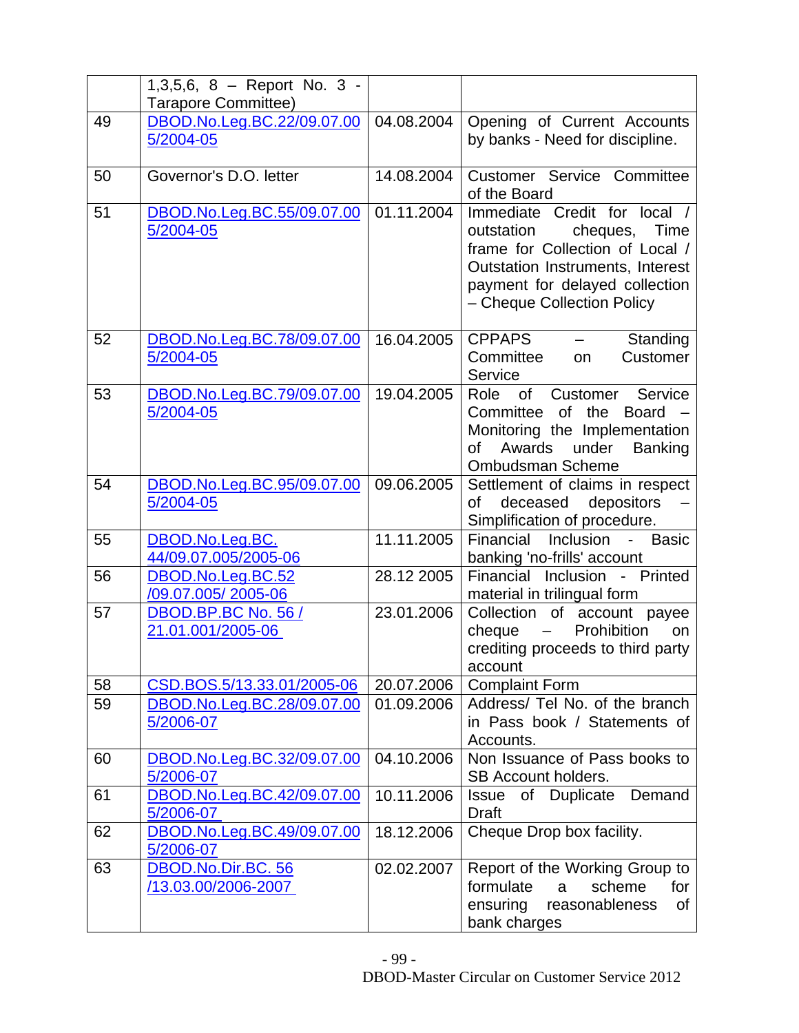| | | | |
|---|---|---|---|
| | 1,3,5,6, 8 – Report No. 3 - Tarapore Committee) | | |
| 49 | DBOD.No.Leg.BC.22/09.07.005/2004-05 | 04.08.2004 | Opening of Current Accounts by banks - Need for discipline. |
| 50 | Governor's D.O. letter | 14.08.2004 | Customer Service Committee of the Board |
| 51 | DBOD.No.Leg.BC.55/09.07.005/2004-05 | 01.11.2004 | Immediate Credit for local / outstation cheques, Time frame for Collection of Local / Outstation Instruments, Interest payment for delayed collection – Cheque Collection Policy |
| 52 | DBOD.No.Leg.BC.78/09.07.005/2004-05 | 16.04.2005 | CPPAPS – Standing Committee on Customer Service |
| 53 | DBOD.No.Leg.BC.79/09.07.005/2004-05 | 19.04.2005 | Role of Customer Service Committee of the Board – Monitoring the Implementation of Awards under Banking Ombudsman Scheme |
| 54 | DBOD.No.Leg.BC.95/09.07.005/2004-05 | 09.06.2005 | Settlement of claims in respect of deceased depositors – Simplification of procedure. |
| 55 | DBOD.No.Leg.BC. 44/09.07.005/2005-06 | 11.11.2005 | Financial Inclusion - Basic banking 'no-frills' account |
| 56 | DBOD.No.Leg.BC.52 /09.07.005/ 2005-06 | 28.12 2005 | Financial Inclusion - Printed material in trilingual form |
| 57 | DBOD.BP.BC No. 56 / 21.01.001/2005-06 | 23.01.2006 | Collection of account payee cheque – Prohibition on crediting proceeds to third party account |
| 58 | CSD.BOS.5/13.33.01/2005-06 | 20.07.2006 | Complaint Form |
| 59 | DBOD.No.Leg.BC.28/09.07.005/2006-07 | 01.09.2006 | Address/ Tel No. of the branch in Pass book / Statements of Accounts. |
| 60 | DBOD.No.Leg.BC.32/09.07.005/2006-07 | 04.10.2006 | Non Issuance of Pass books to SB Account holders. |
| 61 | DBOD.No.Leg.BC.42/09.07.005/2006-07 | 10.11.2006 | Issue of Duplicate Demand Draft |
| 62 | DBOD.No.Leg.BC.49/09.07.005/2006-07 | 18.12.2006 | Cheque Drop box facility. |
| 63 | DBOD.No.Dir.BC. 56 /13.03.00/2006-2007 | 02.02.2007 | Report of the Working Group to formulate a scheme for ensuring reasonableness of bank charges |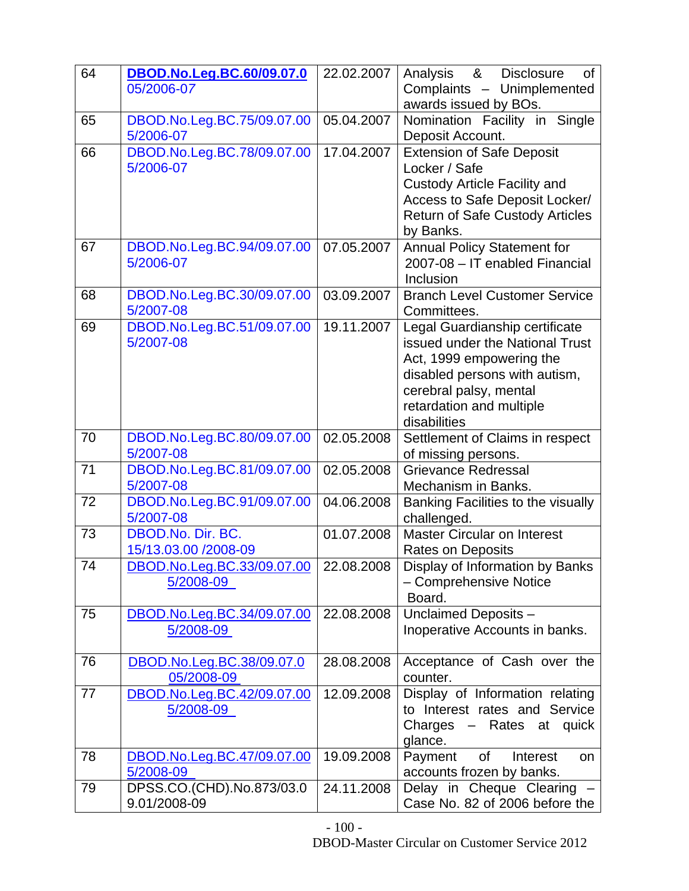| 64 | DBOD.No.Leg.BC.60/09.07.005/2006-07 | 22.02.2007 | Analysis & Disclosure of Complaints – Unimplemented awards issued by BOs. |
|---|---|---|---|
| 65 | DBOD.No.Leg.BC.75/09.07.005/2006-07 | 05.04.2007 | Nomination Facility in Single Deposit Account. |
| 66 | DBOD.No.Leg.BC.78/09.07.005/2006-07 | 17.04.2007 | Extension of Safe Deposit Locker / Safe Custody Article Facility and Access to Safe Deposit Locker/ Return of Safe Custody Articles by Banks. |
| 67 | DBOD.No.Leg.BC.94/09.07.005/2006-07 | 07.05.2007 | Annual Policy Statement for 2007-08 – IT enabled Financial Inclusion |
| 68 | DBOD.No.Leg.BC.30/09.07.005/2007-08 | 03.09.2007 | Branch Level Customer Service Committees. |
| 69 | DBOD.No.Leg.BC.51/09.07.005/2007-08 | 19.11.2007 | Legal Guardianship certificate issued under the National Trust Act, 1999 empowering the disabled persons with autism, cerebral palsy, mental retardation and multiple disabilities |
| 70 | DBOD.No.Leg.BC.80/09.07.005/2007-08 | 02.05.2008 | Settlement of Claims in respect of missing persons. |
| 71 | DBOD.No.Leg.BC.81/09.07.005/2007-08 | 02.05.2008 | Grievance Redressal Mechanism in Banks. |
| 72 | DBOD.No.Leg.BC.91/09.07.005/2007-08 | 04.06.2008 | Banking Facilities to the visually challenged. |
| 73 | DBOD.No. Dir. BC. 15/13.03.00 /2008-09 | 01.07.2008 | Master Circular on Interest Rates on Deposits |
| 74 | DBOD.No.Leg.BC.33/09.07.005/2008-09 | 22.08.2008 | Display of Information by Banks – Comprehensive Notice Board. |
| 75 | DBOD.No.Leg.BC.34/09.07.005/2008-09 | 22.08.2008 | Unclaimed Deposits – Inoperative Accounts in banks. |
| 76 | DBOD.No.Leg.BC.38/09.07.005/2008-09 | 28.08.2008 | Acceptance of Cash over the counter. |
| 77 | DBOD.No.Leg.BC.42/09.07.005/2008-09 | 12.09.2008 | Display of Information relating to Interest rates and Service Charges – Rates at quick glance. |
| 78 | DBOD.No.Leg.BC.47/09.07.005/2008-09 | 19.09.2008 | Payment of Interest on accounts frozen by banks. |
| 79 | DPSS.CO.(CHD).No.873/03.09.01/2008-09 | 24.11.2008 | Delay in Cheque Clearing – Case No. 82 of 2006 before the |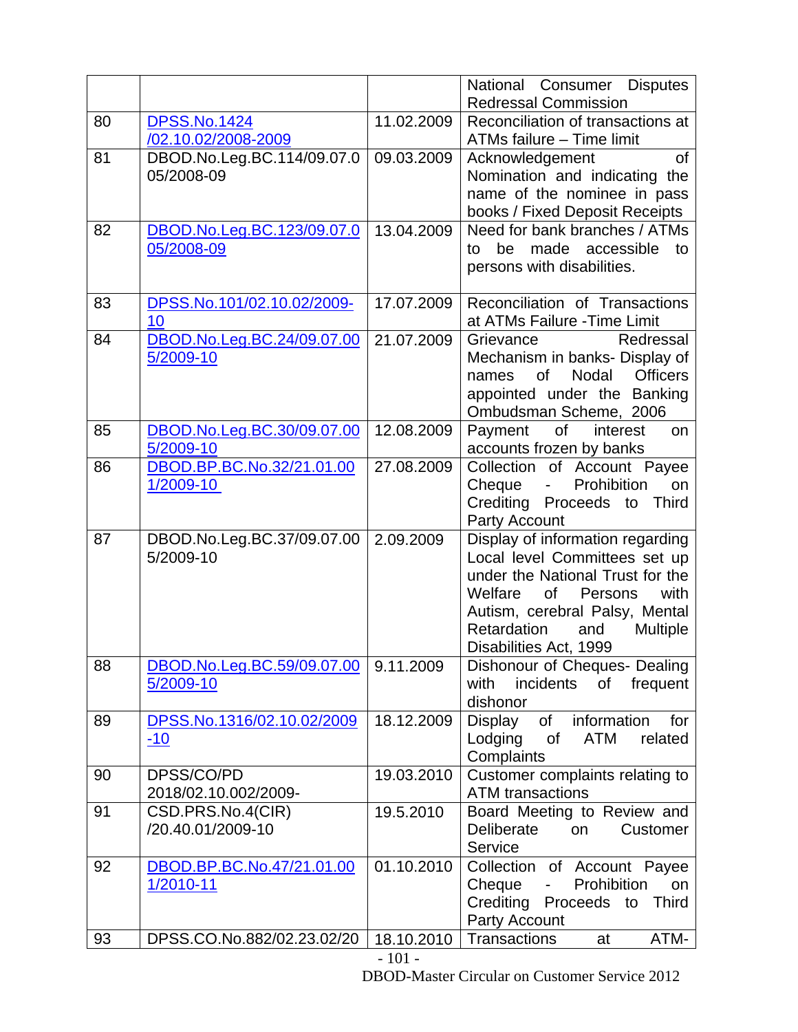| | | | National Consumer Disputes Redressal Commission |
|---|---|---|---|
| 80 | DPSS.No.1424 /02.10.02/2008-2009 | 11.02.2009 | Reconciliation of transactions at ATMs failure – Time limit |
| 81 | DBOD.No.Leg.BC.114/09.07.005/2008-09 | 09.03.2009 | Acknowledgement of Nomination and indicating the name of the nominee in pass books / Fixed Deposit Receipts |
| 82 | DBOD.No.Leg.BC.123/09.07.005/2008-09 | 13.04.2009 | Need for bank branches / ATMs to be made accessible to persons with disabilities. |
| 83 | DPSS.No.101/02.10.02/2009-10 | 17.07.2009 | Reconciliation of Transactions at ATMs Failure -Time Limit |
| 84 | DBOD.No.Leg.BC.24/09.07.005/2009-10 | 21.07.2009 | Grievance Redressal Mechanism in banks- Display of names of Nodal Officers appointed under the Banking Ombudsman Scheme, 2006 |
| 85 | DBOD.No.Leg.BC.30/09.07.005/2009-10 | 12.08.2009 | Payment of interest on accounts frozen by banks |
| 86 | DBOD.BP.BC.No.32/21.01.001/2009-10 | 27.08.2009 | Collection of Account Payee Cheque - Prohibition on Crediting Proceeds to Third Party Account |
| 87 | DBOD.No.Leg.BC.37/09.07.005/2009-10 | 2.09.2009 | Display of information regarding Local level Committees set up under the National Trust for the Welfare of Persons with Autism, cerebral Palsy, Mental Retardation and Multiple Disabilities Act, 1999 |
| 88 | DBOD.No.Leg.BC.59/09.07.005/2009-10 | 9.11.2009 | Dishonour of Cheques- Dealing with incidents of frequent dishonor |
| 89 | DPSS.No.1316/02.10.02/2009-10 | 18.12.2009 | Display of information for Lodging of ATM related Complaints |
| 90 | DPSS/CO/PD 2018/02.10.002/2009- | 19.03.2010 | Customer complaints relating to ATM transactions |
| 91 | CSD.PRS.No.4(CIR) /20.40.01/2009-10 | 19.5.2010 | Board Meeting to Review and Deliberate on Customer Service |
| 92 | DBOD.BP.BC.No.47/21.01.001/2010-11 | 01.10.2010 | Collection of Account Payee Cheque - Prohibition on Crediting Proceeds to Third Party Account |
| 93 | DPSS.CO.No.882/02.23.02/20 | 18.10.2010 | Transactions at ATM- |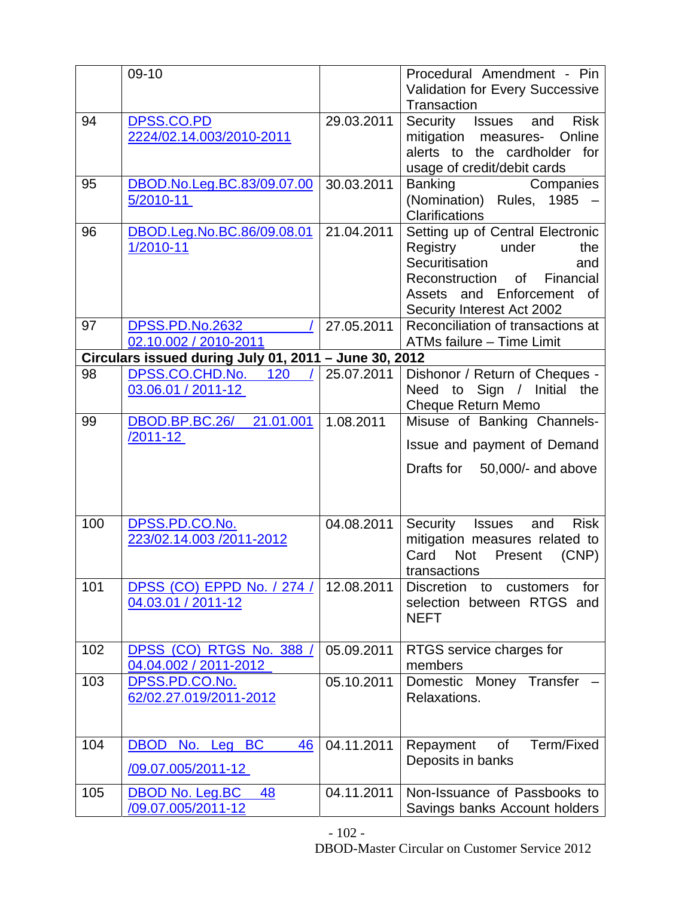| | | | |
|---|---|---|---|
| | 09-10 | | Procedural Amendment - Pin Validation for Every Successive Transaction |
| 94 | DPSS.CO.PD 2224/02.14.003/2010-2011 | 29.03.2011 | Security Issues and Risk mitigation measures- Online alerts to the cardholder for usage of credit/debit cards |
| 95 | DBOD.No.Leg.BC.83/09.07.005/2010-11 | 30.03.2011 | Banking Companies (Nomination) Rules, 1985 – Clarifications |
| 96 | DBOD.Leg.No.BC.86/09.08.011/2010-11 | 21.04.2011 | Setting up of Central Electronic Registry under the Securitisation and Reconstruction of Financial Assets and Enforcement of Security Interest Act 2002 |
| 97 | DPSS.PD.No.2632 / 02.10.002 / 2010-2011 | 27.05.2011 | Reconciliation of transactions at ATMs failure – Time Limit |
| **Circulars issued during July 01, 2011 – June 30, 2012** | | | |
| 98 | DPSS.CO.CHD.No. 120 / 03.06.01 / 2011-12 | 25.07.2011 | Dishonor / Return of Cheques - Need to Sign / Initial the Cheque Return Memo |
| 99 | DBOD.BP.BC.26/ 21.01.001 /2011-12 | 1.08.2011 | Misuse of Banking Channels- Issue and payment of Demand Drafts for 50,000/- and above |
| 100 | DPSS.PD.CO.No. 223/02.14.003 /2011-2012 | 04.08.2011 | Security Issues and Risk mitigation measures related to Card Not Present (CNP) transactions |
| 101 | DPSS (CO) EPPD No. / 274 / 04.03.01 / 2011-12 | 12.08.2011 | Discretion to customers for selection between RTGS and NEFT |
| 102 | DPSS (CO) RTGS No. 388 / 04.04.002 / 2011-2012 | 05.09.2011 | RTGS service charges for members |
| 103 | DPSS.PD.CO.No. 62/02.27.019/2011-2012 | 05.10.2011 | Domestic Money Transfer – Relaxations. |
| 104 | DBOD No. Leg BC 46 /09.07.005/2011-12 | 04.11.2011 | Repayment of Term/Fixed Deposits in banks |
| 105 | DBOD No. Leg.BC 48 /09.07.005/2011-12 | 04.11.2011 | Non-Issuance of Passbooks to Savings banks Account holders |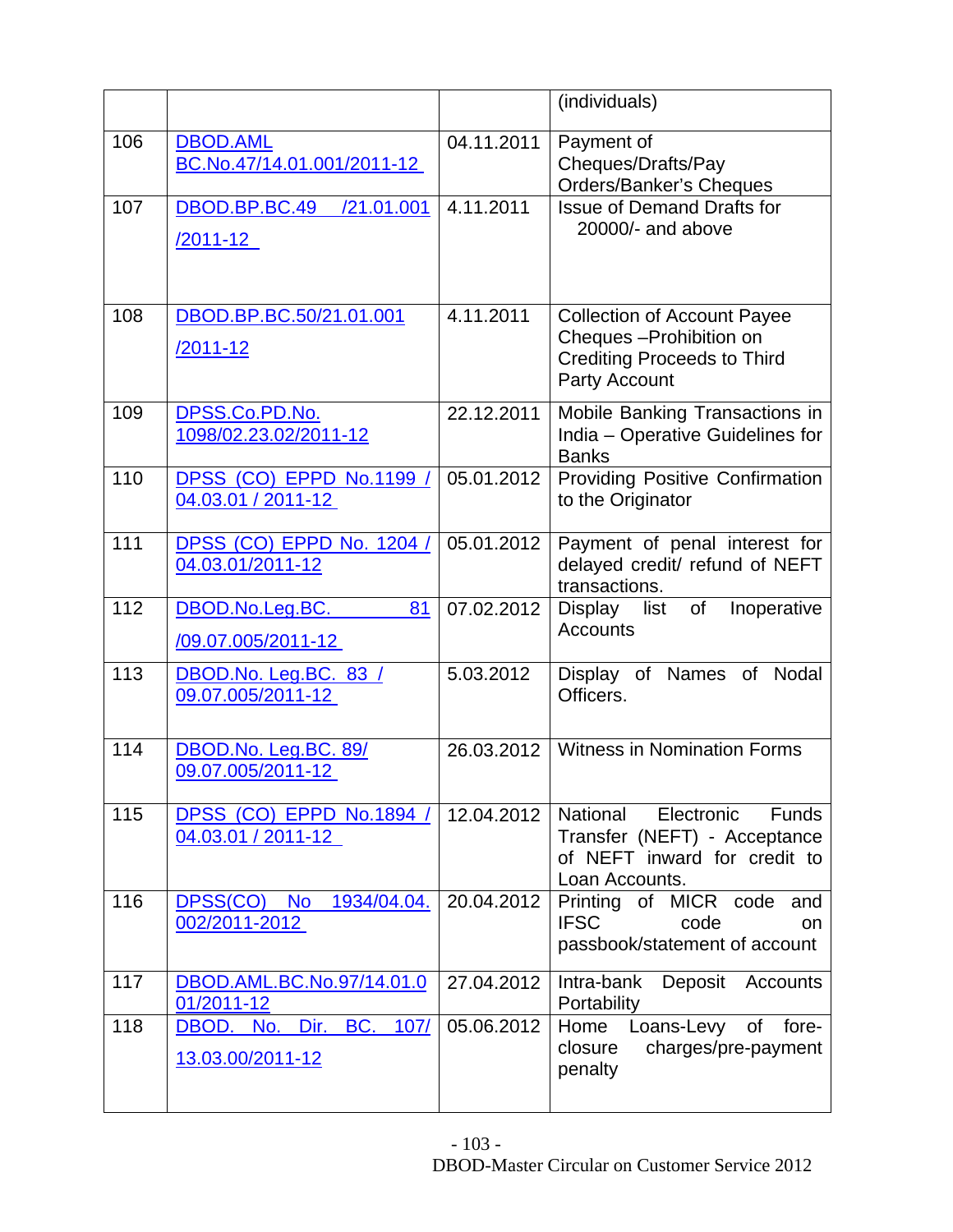| | | | (individuals) |
|---|---|---|---|
| 106 | DBOD.AML BC.No.47/14.01.001/2011-12 | 04.11.2011 | Payment of Cheques/Drafts/Pay Orders/Banker's Cheques |
| 107 | DBOD.BP.BC.49 /21.01.001 /2011-12 | 4.11.2011 | Issue of Demand Drafts for 20000/- and above |
| 108 | DBOD.BP.BC.50/21.01.001 /2011-12 | 4.11.2011 | Collection of Account Payee Cheques –Prohibition on Crediting Proceeds to Third Party Account |
| 109 | DPSS.Co.PD.No. 1098/02.23.02/2011-12 | 22.12.2011 | Mobile Banking Transactions in India – Operative Guidelines for Banks |
| 110 | DPSS (CO) EPPD No.1199 / 04.03.01 / 2011-12 | 05.01.2012 | Providing Positive Confirmation to the Originator |
| 111 | DPSS (CO) EPPD No. 1204 / 04.03.01/2011-12 | 05.01.2012 | Payment of penal interest for delayed credit/ refund of NEFT transactions. |
| 112 | DBOD.No.Leg.BC. 81 /09.07.005/2011-12 | 07.02.2012 | Display list of Inoperative Accounts |
| 113 | DBOD.No. Leg.BC. 83 / 09.07.005/2011-12 | 5.03.2012 | Display of Names of Nodal Officers. |
| 114 | DBOD.No. Leg.BC. 89/ 09.07.005/2011-12 | 26.03.2012 | Witness in Nomination Forms |
| 115 | DPSS (CO) EPPD No.1894 / 04.03.01 / 2011-12 | 12.04.2012 | National Electronic Funds Transfer (NEFT) - Acceptance of NEFT inward for credit to Loan Accounts. |
| 116 | DPSS(CO) No 1934/04.04. 002/2011-2012 | 20.04.2012 | Printing of MICR code and IFSC code on passbook/statement of account |
| 117 | DBOD.AML.BC.No.97/14.01.0 01/2011-12 | 27.04.2012 | Intra-bank Deposit Accounts Portability |
| 118 | DBOD. No. Dir. BC. 107/ 13.03.00/2011-12 | 05.06.2012 | Home Loans-Levy of fore-closure charges/pre-payment penalty |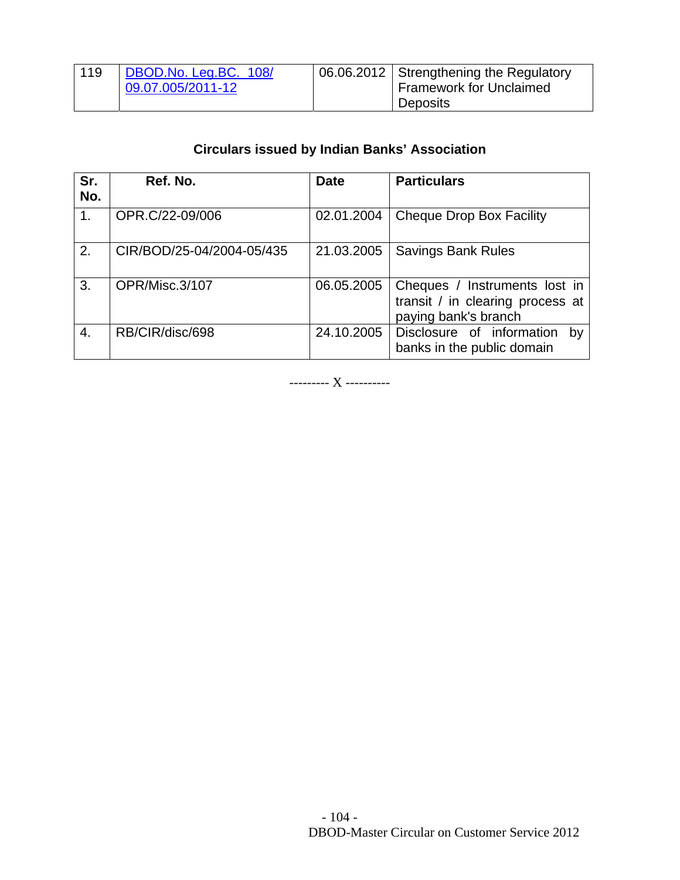| | | | |
|---|---|---|---|
| 119 | DBOD.No. Leg.BC. 108/ 09.07.005/2011-12 | 06.06.2012 | Strengthening the Regulatory Framework for Unclaimed Deposits |

**Circulars issued by Indian Banks' Association**

| Sr. No. | Ref. No. | Date | Particulars |
|---|---|---|---|
| 1. | OPR.C/22-09/006 | 02.01.2004 | Cheque Drop Box Facility |
| 2. | CIR/BOD/25-04/2004-05/435 | 21.03.2005 | Savings Bank Rules |
| 3. | OPR/Misc.3/107 | 06.05.2005 | Cheques / Instruments lost in transit / in clearing process at paying bank's branch |
| 4. | RB/CIR/disc/698 | 24.10.2005 | Disclosure of information by banks in the public domain |

--------- X ----------